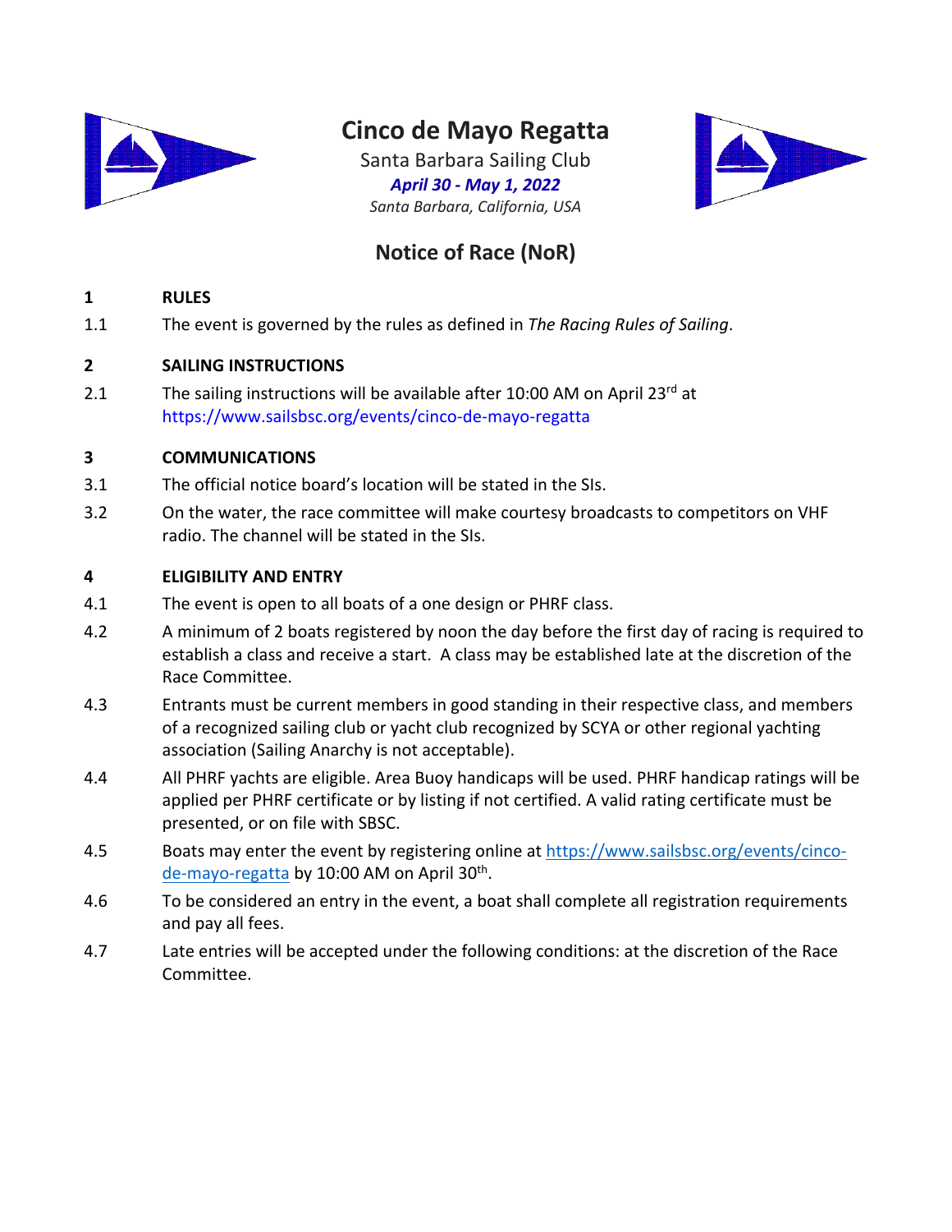# Cinco de Mayo Regatta

Santa Barbara Sailing Club

***April 30 - May 1, 2022***

*Santa Barbara, California, USA*

## Notice of Race (NoR)

### 1 RULES

1.1 The event is governed by the rules as defined in *The Racing Rules of Sailing*.

### 2 SAILING INSTRUCTIONS

2.1 The sailing instructions will be available after 10:00 AM on April 23rd at https://www.sailsbsc.org/events/cinco-de-mayo-regatta

### 3 COMMUNICATIONS

3.1 The official notice board's location will be stated in the SIs.

3.2 On the water, the race committee will make courtesy broadcasts to competitors on VHF radio. The channel will be stated in the SIs.

### 4 ELIGIBILITY AND ENTRY

4.1 The event is open to all boats of a one design or PHRF class.

4.2 A minimum of 2 boats registered by noon the day before the first day of racing is required to establish a class and receive a start. A class may be established late at the discretion of the Race Committee.

4.3 Entrants must be current members in good standing in their respective class, and members of a recognized sailing club or yacht club recognized by SCYA or other regional yachting association (Sailing Anarchy is not acceptable).

4.4 All PHRF yachts are eligible. Area Buoy handicaps will be used. PHRF handicap ratings will be applied per PHRF certificate or by listing if not certified. A valid rating certificate must be presented, or on file with SBSC.

4.5 Boats may enter the event by registering online at https://www.sailsbsc.org/events/cinco-de-mayo-regatta by 10:00 AM on April 30th.

4.6 To be considered an entry in the event, a boat shall complete all registration requirements and pay all fees.

4.7 Late entries will be accepted under the following conditions: at the discretion of the Race Committee.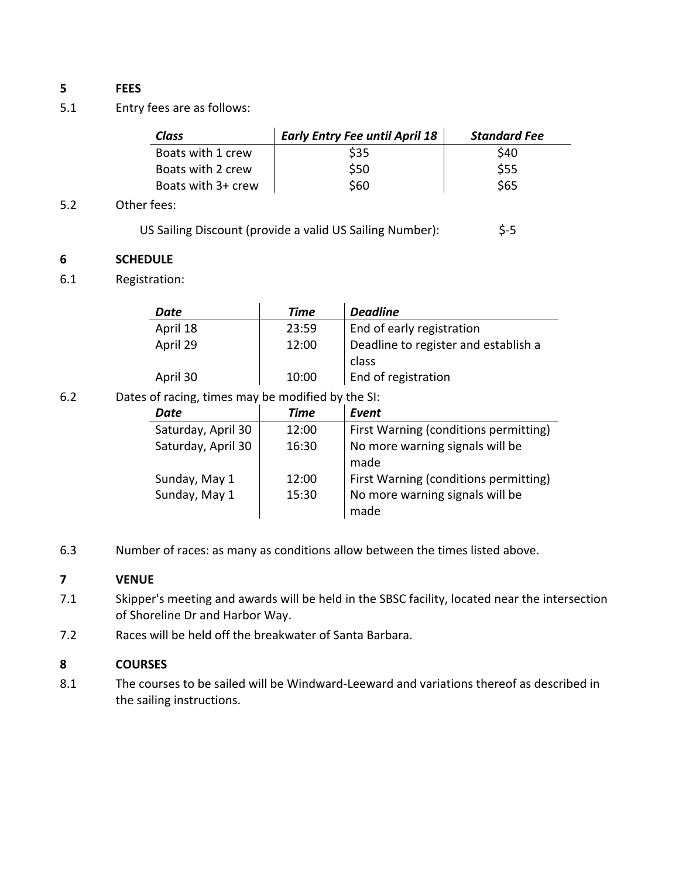## 5 FEES

5.1 Entry fees are as follows:

| *Class* | *Early Entry Fee until April 18* | *Standard Fee* |
|---|---|---|
| Boats with 1 crew | $35 | $40 |
| Boats with 2 crew | $50 | $55 |
| Boats with 3+ crew | $60 | $65 |

5.2 Other fees:

US Sailing Discount (provide a valid US Sailing Number): $-5

## 6 SCHEDULE

6.1 Registration:

| *Date* | *Time* | *Deadline* |
|---|---|---|
| April 18 | 23:59 | End of early registration |
| April 29 | 12:00 | Deadline to register and establish a class |
| April 30 | 10:00 | End of registration |

6.2 Dates of racing, times may be modified by the SI:

| *Date* | *Time* | *Event* |
|---|---|---|
| Saturday, April 30 | 12:00 | First Warning (conditions permitting) |
| Saturday, April 30 | 16:30 | No more warning signals will be made |
| Sunday, May 1 | 12:00 | First Warning (conditions permitting) |
| Sunday, May 1 | 15:30 | No more warning signals will be made |

6.3 Number of races: as many as conditions allow between the times listed above.

## 7 VENUE

7.1 Skipper's meeting and awards will be held in the SBSC facility, located near the intersection of Shoreline Dr and Harbor Way.

7.2 Races will be held off the breakwater of Santa Barbara.

## 8 COURSES

8.1 The courses to be sailed will be Windward-Leeward and variations thereof as described in the sailing instructions.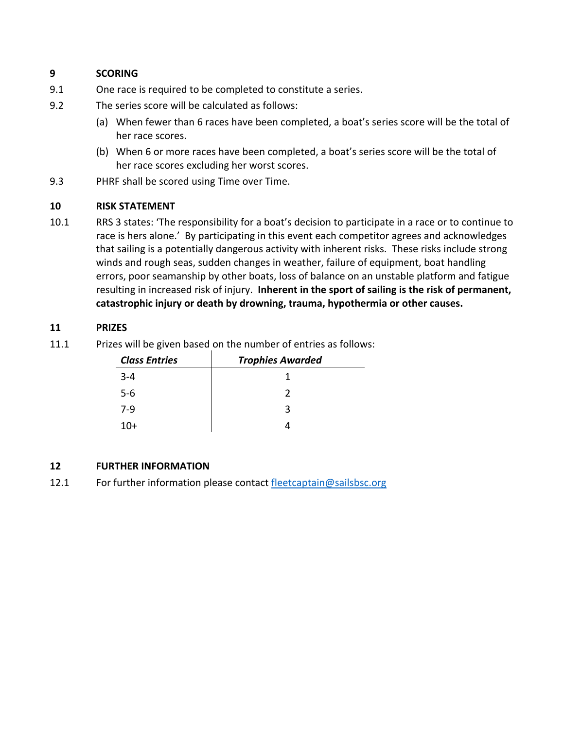## 9 SCORING

9.1 One race is required to be completed to constitute a series.

9.2 The series score will be calculated as follows:

(a) When fewer than 6 races have been completed, a boat's series score will be the total of her race scores.

(b) When 6 or more races have been completed, a boat's series score will be the total of her race scores excluding her worst scores.

9.3 PHRF shall be scored using Time over Time.

## 10 RISK STATEMENT

10.1 RRS 3 states: 'The responsibility for a boat's decision to participate in a race or to continue to race is hers alone.' By participating in this event each competitor agrees and acknowledges that sailing is a potentially dangerous activity with inherent risks. These risks include strong winds and rough seas, sudden changes in weather, failure of equipment, boat handling errors, poor seamanship by other boats, loss of balance on an unstable platform and fatigue resulting in increased risk of injury. **Inherent in the sport of sailing is the risk of permanent, catastrophic injury or death by drowning, trauma, hypothermia or other causes.**

## 11 PRIZES

11.1 Prizes will be given based on the number of entries as follows:

| ***Class Entries*** | ***Trophies Awarded*** |
|---|---|
| 3-4 | 1 |
| 5-6 | 2 |
| 7-9 | 3 |
| 10+ | 4 |

## 12 FURTHER INFORMATION

12.1 For further information please contact fleetcaptain@sailsbsc.org